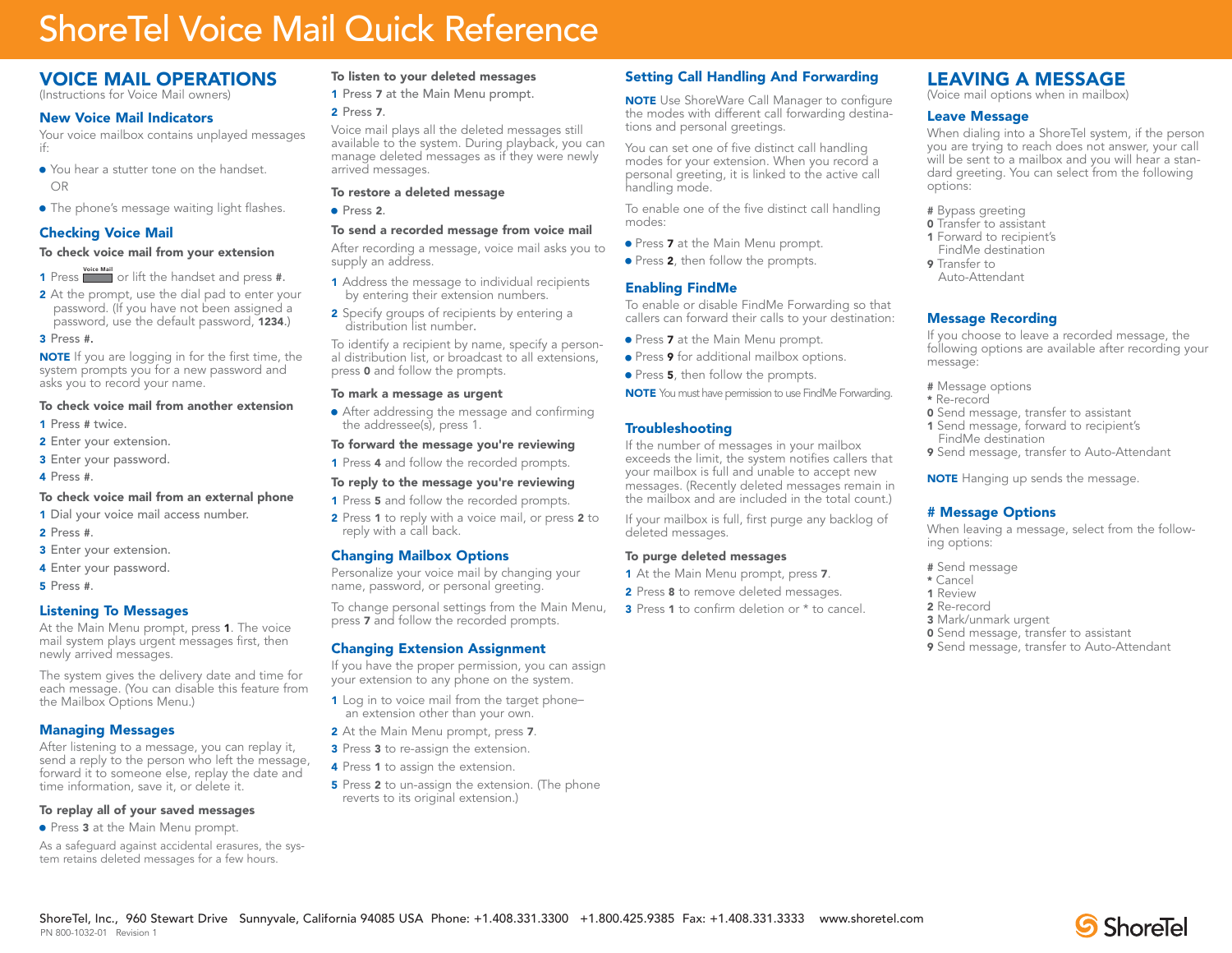# ShoreTel Voice Mail Quick Reference

## VOICE MAIL OPERATIONS

(Instructions for Voice Mail owners)

### New Voice Mail Indicators

Your voice mailbox contains unplayed messages if:

- You hear a stutter tone on the handset.

  OR

- The phone's message waiting light flashes.

### Checking Voice Mail

**To check voice mail from your extension**

1. Press Voice Mail or lift the handset and press **#**.
2. At the prompt, use the dial pad to enter your password. (If you have not been assigned a password, use the default password, **1234**.)
3. Press **#**.

**NOTE** If you are logging in for the first time, the system prompts you for a new password and asks you to record your name.

**To check voice mail from another extension**

1. Press # twice.
2. Enter your extension.
3. Enter your password.
4. Press #.

**To check voice mail from an external phone**

1. Dial your voice mail access number.
2. Press #.
3. Enter your extension.
4. Enter your password.
5. Press #.

### Listening To Messages

At the Main Menu prompt, press **1**. The voice mail system plays urgent messages first, then newly arrived messages.

The system gives the delivery date and time for each message. (You can disable this feature from the Mailbox Options Menu.)

### Managing Messages

After listening to a message, you can replay it, send a reply to the person who left the message, forward it to someone else, replay the date and time information, save it, or delete it.

**To replay all of your saved messages**

- Press **3** at the Main Menu prompt.

As a safeguard against accidental erasures, the system retains deleted messages for a few hours.

**To listen to your deleted messages**

1. Press **7** at the Main Menu prompt.
2. Press **7**.

Voice mail plays all the deleted messages still available to the system. During playback, you can manage deleted messages as if they were newly arrived messages.

**To restore a deleted message**

- Press **2**.

**To send a recorded message from voice mail**

After recording a message, voice mail asks you to supply an address.

1. Address the message to individual recipients by entering their extension numbers.
2. Specify groups of recipients by entering a distribution list number.

To identify a recipient by name, specify a personal distribution list, or broadcast to all extensions, press **0** and follow the prompts.

**To mark a message as urgent**

- After addressing the message and confirming the addressee(s), press 1.

**To forward the message you're reviewing**

1. Press **4** and follow the recorded prompts.

**To reply to the message you're reviewing**

1. Press **5** and follow the recorded prompts.
2. Press **1** to reply with a voice mail, or press **2** to reply with a call back.

### Changing Mailbox Options

Personalize your voice mail by changing your name, password, or personal greeting.

To change personal settings from the Main Menu, press **7** and follow the recorded prompts.

### Changing Extension Assignment

If you have the proper permission, you can assign your extension to any phone on the system.

1. Log in to voice mail from the target phone–an extension other than your own.
2. At the Main Menu prompt, press **7**.
3. Press **3** to re-assign the extension.
4. Press **1** to assign the extension.
5. Press **2** to un-assign the extension. (The phone reverts to its original extension.)

### Setting Call Handling And Forwarding

**NOTE** Use ShoreWare Call Manager to configure the modes with different call forwarding destinations and personal greetings.

You can set one of five distinct call handling modes for your extension. When you record a personal greeting, it is linked to the active call handling mode.

To enable one of the five distinct call handling modes:

- Press **7** at the Main Menu prompt.
- Press **2**, then follow the prompts.

### Enabling FindMe

To enable or disable FindMe Forwarding so that callers can forward their calls to your destination:

- Press **7** at the Main Menu prompt.
- Press **9** for additional mailbox options.
- Press **5**, then follow the prompts.

**NOTE** You must have permission to use FindMe Forwarding.

### Troubleshooting

If the number of messages in your mailbox exceeds the limit, the system notifies callers that your mailbox is full and unable to accept new messages. (Recently deleted messages remain in the mailbox and are included in the total count.)

If your mailbox is full, first purge any backlog of deleted messages.

**To purge deleted messages**

1. At the Main Menu prompt, press **7**.
2. Press **8** to remove deleted messages.
3. Press **1** to confirm deletion or * to cancel.

## LEAVING A MESSAGE

(Voice mail options when in mailbox)

### Leave Message

When dialing into a ShoreTel system, if the person you are trying to reach does not answer, your call will be sent to a mailbox and you will hear a standard greeting. You can select from the following options:

- **#** Bypass greeting
- **0** Transfer to assistant
- **1** Forward to recipient's FindMe destination
- **9** Transfer to Auto-Attendant

### Message Recording

If you choose to leave a recorded message, the following options are available after recording your message:

- **#** Message options
- **\*** Re-record
- **0** Send message, transfer to assistant
- **1** Send message, forward to recipient's FindMe destination
- **9** Send message, transfer to Auto-Attendant

**NOTE** Hanging up sends the message.

### # Message Options

When leaving a message, select from the following options:

- **#** Send message
- **\*** Cancel
- **1** Review
- **2** Re-record
- **3** Mark/unmark urgent
- **0** Send message, transfer to assistant
- **9** Send message, transfer to Auto-Attendant

ShoreTel, Inc., 960 Stewart Drive Sunnyvale, California 94085 USA Phone: +1.408.331.3300 +1.800.425.9385 Fax: +1.408.331.3333 www.shoretel.com

PN 800-1032-01 Revision 1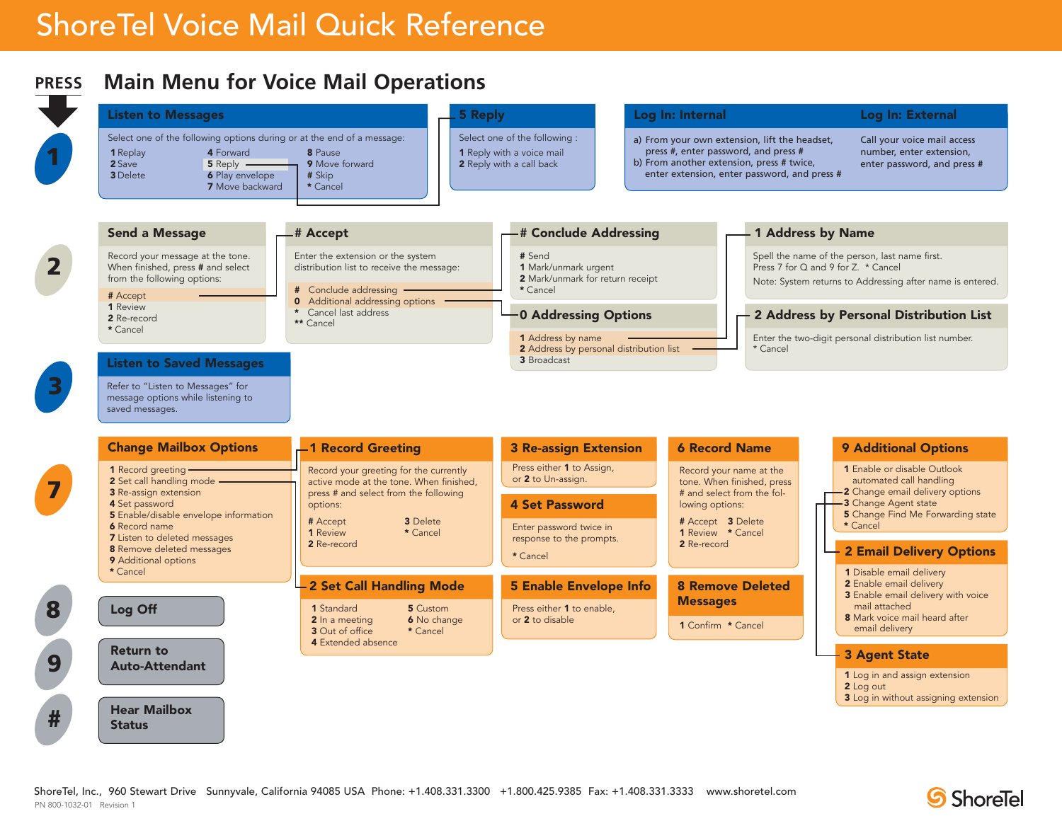# ShoreTel Voice Mail Quick Reference

PRESS

## Main Menu for Voice Mail Operations

### 1

#### Listen to Messages

Select one of the following options during or at the end of a message:

- **1** Replay
- **2** Save
- **3** Delete
- **4** Forward
- **5** Reply
- **6** Play envelope
- **7** Move backward
- **8** Pause
- **9** Move forward
- **#** Skip
- **\*** Cancel

#### 5 Reply

Select one of the following :

- **1** Reply with a voice mail
- **2** Reply with a call back

#### Log In: Internal

a) From your own extension, lift the headset, press #, enter password, and press #
b) From another extension, press # twice, enter extension, enter password, and press #

#### Log In: External

Call your voice mail access number, enter extension, enter password, and press #

### 2

#### Send a Message

Record your message at the tone. When finished, press **#** and select from the following options:

- **#** Accept
- **1** Review
- **2** Re-record
- **\*** Cancel

#### # Accept

Enter the extension or the system distribution list to receive the message:

- **#** Conclude addressing
- **0** Additional addressing options
- **\*** Cancel last address
- **\*\*** Cancel

#### # Conclude Addressing

- **#** Send
- **1** Mark/unmark urgent
- **2** Mark/unmark for return receipt
- **\*** Cancel

#### 0 Addressing Options

- **1** Address by name
- **2** Address by personal distribution list
- **3** Broadcast

#### 1 Address by Name

Spell the name of the person, last name first. Press 7 for Q and 9 for Z. \* Cancel

Note: System returns to Addressing after name is entered.

#### 2 Address by Personal Distribution List

Enter the two-digit personal distribution list number.
\* Cancel

### 3

#### Listen to Saved Messages

Refer to "Listen to Messages" for message options while listening to saved messages.

### 7

#### Change Mailbox Options

- **1** Record greeting
- **2** Set call handling mode
- **3** Re-assign extension
- **4** Set password
- **5** Enable/disable envelope information
- **6** Record name
- **7** Listen to deleted messages
- **8** Remove deleted messages
- **9** Additional options
- **\*** Cancel

#### 1 Record Greeting

Record your greeting for the currently active mode at the tone. When finished, press # and select from the following options:

- **#** Accept
- **1** Review
- **2** Re-record
- **3** Delete
- **\*** Cancel

#### 2 Set Call Handling Mode

- **1** Standard
- **2** In a meeting
- **3** Out of office
- **4** Extended absence
- **5** Custom
- **6** No change
- **\*** Cancel

#### 3 Re-assign Extension

Press either **1** to Assign, or **2** to Un-assign.

#### 4 Set Password

Enter password twice in response to the prompts.

\* Cancel

#### 5 Enable Envelope Info

Press either **1** to enable, or **2** to disable

#### 6 Record Name

Record your name at the tone. When finished, press # and select from the following options:

- **#** Accept
- **1** Review
- **2** Re-record
- **3** Delete
- **\*** Cancel

#### 8 Remove Deleted Messages

**1** Confirm **\*** Cancel

#### 9 Additional Options

- **1** Enable or disable Outlook automated call handling
- **2** Change email delivery options
- **3** Change Agent state
- **5** Change Find Me Forwarding state
- **\*** Cancel

#### 2 Email Delivery Options

- **1** Disable email delivery
- **2** Enable email delivery
- **3** Enable email delivery with voice mail attached
- **8** Mark voice mail heard after email delivery

#### 3 Agent State

- **1** Log in and assign extension
- **2** Log out
- **3** Log in without assigning extension

### 8

#### Log Off

### 9

#### Return to Auto-Attendant

### #

#### Hear Mailbox Status

ShoreTel, Inc., 960 Stewart Drive Sunnyvale, California 94085 USA Phone: +1.408.331.3300 +1.800.425.9385 Fax: +1.408.331.3333 www.shoretel.com

PN 800-1032-01 Revision 1

ShoreTel